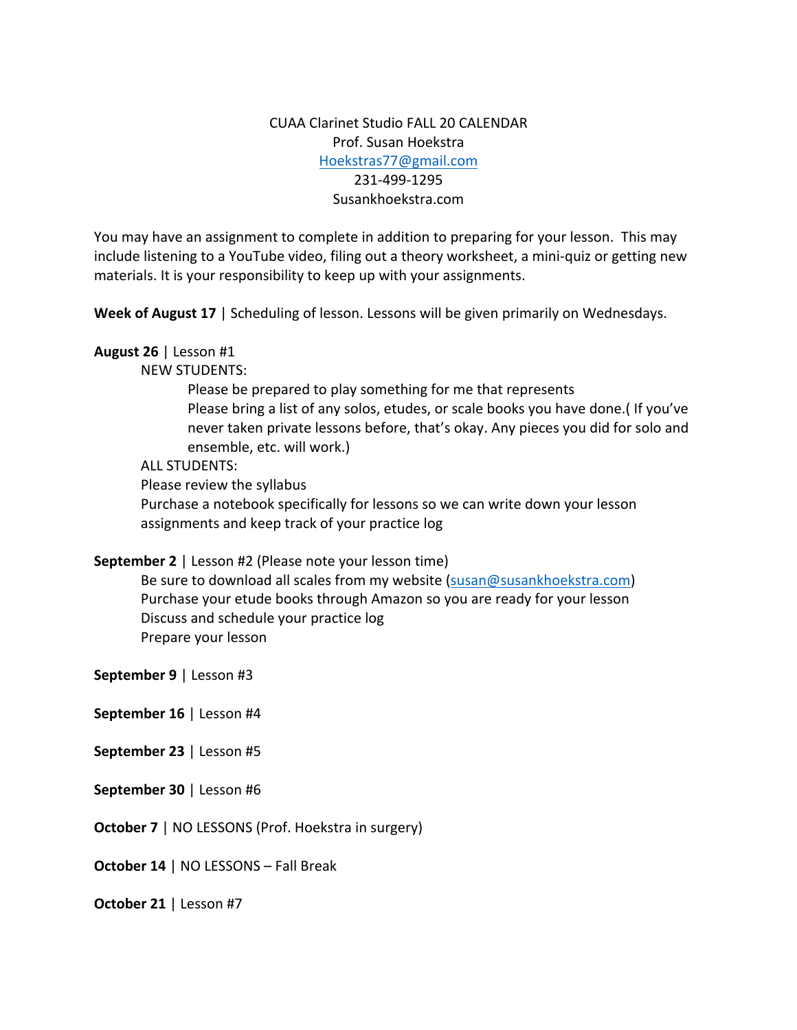CUAA Clarinet Studio FALL 20 CALENDAR
Prof. Susan Hoekstra
Hoekstras77@gmail.com
231-499-1295
Susankhoekstra.com

You may have an assignment to complete in addition to preparing for your lesson. This may include listening to a YouTube video, filing out a theory worksheet, a mini-quiz or getting new materials. It is your responsibility to keep up with your assignments.

**Week of August 17** | Scheduling of lesson. Lessons will be given primarily on Wednesdays.

**August 26** | Lesson #1

NEW STUDENTS:

Please be prepared to play something for me that represents
Please bring a list of any solos, etudes, or scale books you have done.( If you've never taken private lessons before, that's okay. Any pieces you did for solo and ensemble, etc. will work.)

ALL STUDENTS:

Please review the syllabus
Purchase a notebook specifically for lessons so we can write down your lesson assignments and keep track of your practice log

**September 2** | Lesson #2 (Please note your lesson time)

Be sure to download all scales from my website (susan@susankhoekstra.com)
Purchase your etude books through Amazon so you are ready for your lesson
Discuss and schedule your practice log
Prepare your lesson

**September 9** | Lesson #3

**September 16** | Lesson #4

**September 23** | Lesson #5

**September 30** | Lesson #6

**October 7** | NO LESSONS (Prof. Hoekstra in surgery)

**October 14** | NO LESSONS – Fall Break

**October 21** | Lesson #7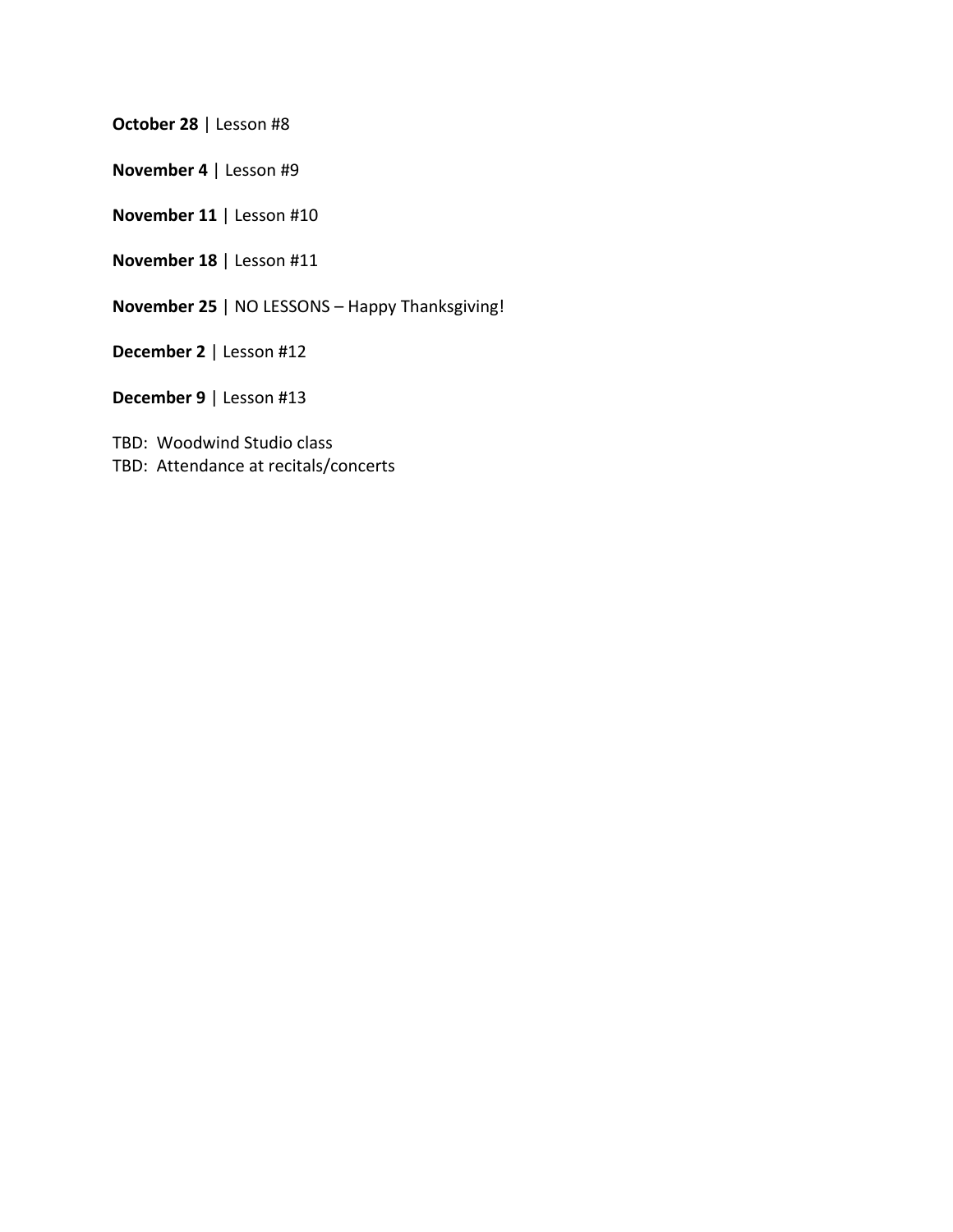**October 28** | Lesson #8

**November 4** | Lesson #9

**November 11** | Lesson #10

**November 18** | Lesson #11

**November 25** | NO LESSONS – Happy Thanksgiving!

**December 2** | Lesson #12

**December 9** | Lesson #13

TBD: Woodwind Studio class
TBD: Attendance at recitals/concerts